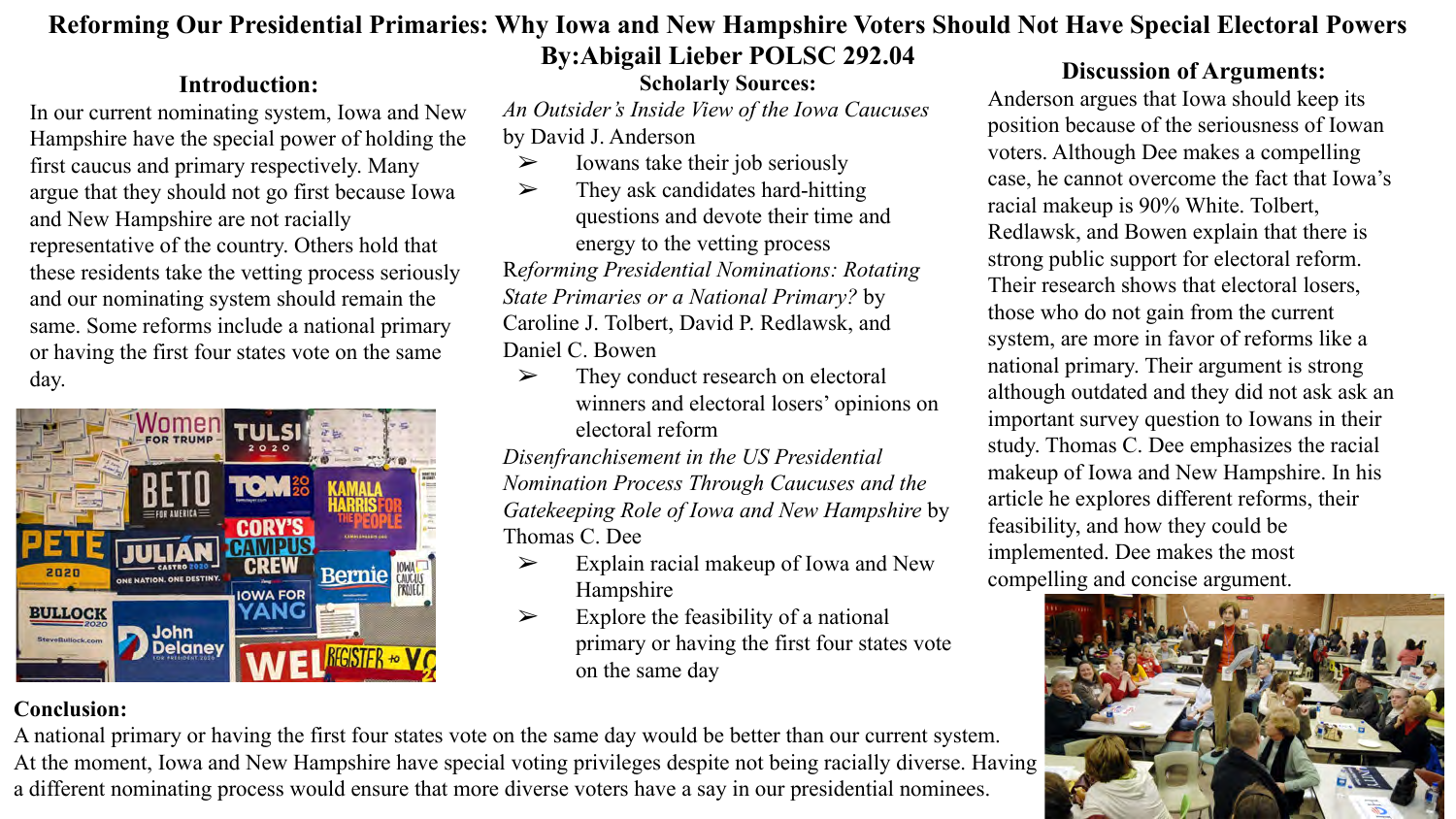# Reforming Our Presidential Primaries: Why Iowa and New Hampshire Voters Should Not Have Special Electoral Powers

**By:Abigail Lieber POLSC 292.04**

## Introduction:

In our current nominating system, Iowa and New Hampshire have the special power of holding the first caucus and primary respectively. Many argue that they should not go first because Iowa and New Hampshire are not racially representative of the country. Others hold that these residents take the vetting process seriously and our nominating system should remain the same. Some reforms include a national primary or having the first four states vote on the same day.

## Scholarly Sources:

*An Outsider's Inside View of the Iowa Caucuses* by David J. Anderson

- Iowans take their job seriously
- They ask candidates hard-hitting questions and devote their time and energy to the vetting process

*Reforming Presidential Nominations: Rotating State Primaries or a National Primary?* by Caroline J. Tolbert, David P. Redlawsk, and Daniel C. Bowen

- They conduct research on electoral winners and electoral losers' opinions on electoral reform

*Disenfranchisement in the US Presidential Nomination Process Through Caucuses and the Gatekeeping Role of Iowa and New Hampshire* by Thomas C. Dee

- Explain racial makeup of Iowa and New Hampshire
- Explore the feasibility of a national primary or having the first four states vote on the same day

## Discussion of Arguments:

Anderson argues that Iowa should keep its position because of the seriousness of Iowan voters. Although Dee makes a compelling case, he cannot overcome the fact that Iowa's racial makeup is 90% White. Tolbert, Redlawsk, and Bowen explain that there is strong public support for electoral reform. Their research shows that electoral losers, those who do not gain from the current system, are more in favor of reforms like a national primary. Their argument is strong although outdated and they did not ask ask an important survey question to Iowans in their study. Thomas C. Dee emphasizes the racial makeup of Iowa and New Hampshire. In his article he explores different reforms, their feasibility, and how they could be implemented. Dee makes the most compelling and concise argument.

## Conclusion:

A national primary or having the first four states vote on the same day would be better than our current system. At the moment, Iowa and New Hampshire have special voting privileges despite not being racially diverse. Having a different nominating process would ensure that more diverse voters have a say in our presidential nominees.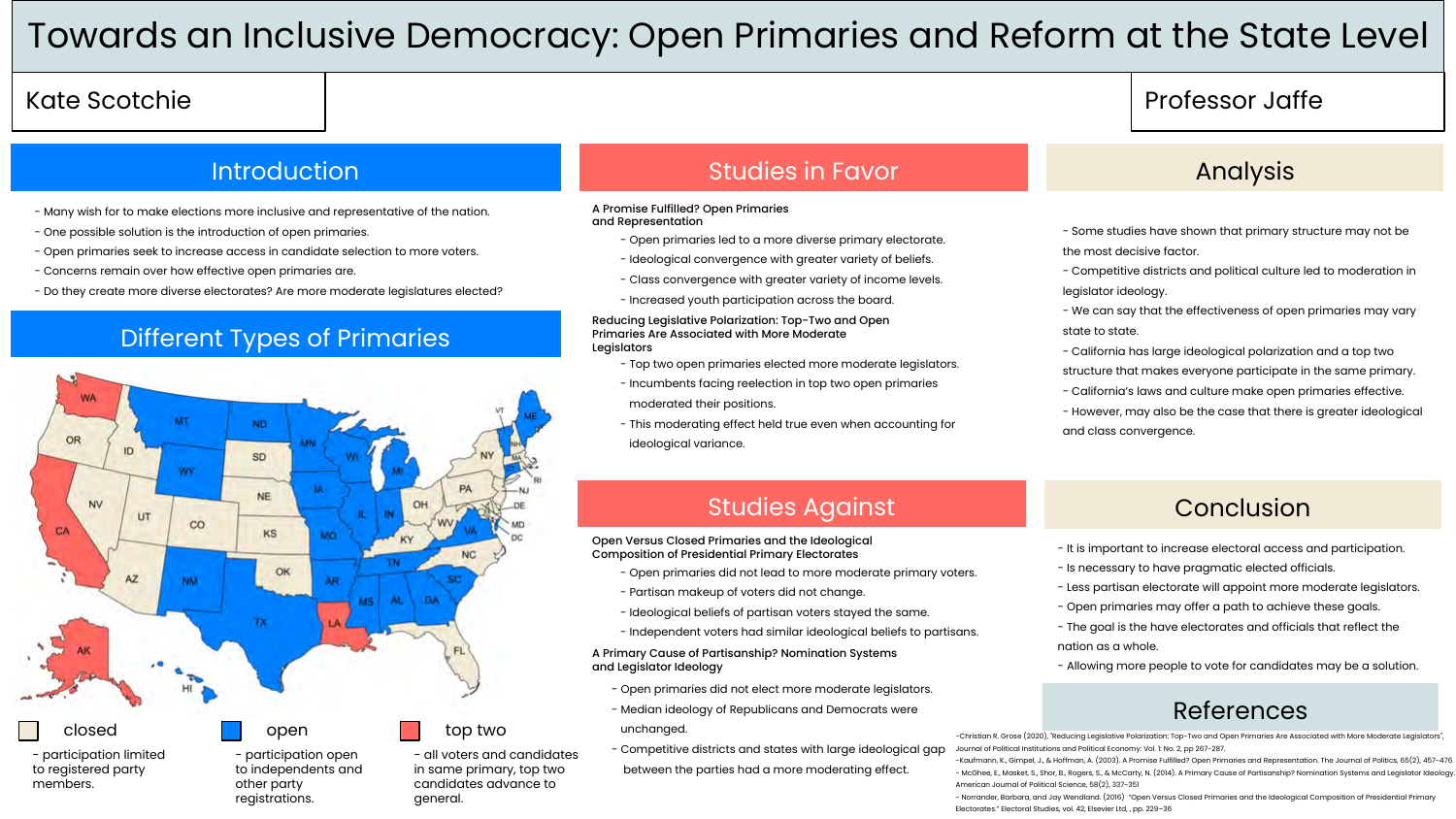# Towards an Inclusive Democracy: Open Primaries and Reform at the State Level

Kate Scotchie

Professor Jaffe

## Introduction

- Many wish for to make elections more inclusive and representative of the nation.
- One possible solution is the introduction of open primaries.
- Open primaries seek to increase access in candidate selection to more voters.
- Concerns remain over how effective open primaries are.
- Do they create more diverse electorates? Are more moderate legislatures elected?

## Different Types of Primaries

WA, OR, CA, ID, NV, UT, AZ, MT, WY, CO, NM, ND, SD, NE, KS, OK, TX, MN, IA, MO, AR, LA, WI, IL, MI, IN, OH, KY, TN, MS, AL, GA, FL, SC, NC, VA, WV, PA, NY, VT, NH, ME, MA, RI, CT, NJ, DE, MD, DC, AK, HI

closed
- participation limited to registered party members.

open
- participation open to independents and other party registrations.

top two
- all voters and candidates in same primary, top two candidates advance to general.

## Studies in Favor

**A Promise Fulfilled? Open Primaries and Representation**

- Open primaries led to a more diverse primary electorate.
- Ideological convergence with greater variety of beliefs.
- Class convergence with greater variety of income levels.
- Increased youth participation across the board.

**Reducing Legislative Polarization: Top-Two and Open Primaries Are Associated with More Moderate Legislators**

- Top two open primaries elected more moderate legislators.
- Incumbents facing reelection in top two open primaries moderated their positions.
- This moderating effect held true even when accounting for ideological variance.

## Studies Against

**Open Versus Closed Primaries and the Ideological Composition of Presidential Primary Electorates**

- Open primaries did not lead to more moderate primary voters.
- Partisan makeup of voters did not change.
- Ideological beliefs of partisan voters stayed the same.
- Independent voters had similar ideological beliefs to partisans.

**A Primary Cause of Partisanship? Nomination Systems and Legislator Ideology**

- Open primaries did not elect more moderate legislators.
- Median ideology of Republicans and Democrats were unchanged.
- Competitive districts and states with large ideological gap between the parties had a more moderating effect.

## Analysis

- Some studies have shown that primary structure may not be the most decisive factor.
- Competitive districts and political culture led to moderation in legislator ideology.
- We can say that the effectiveness of open primaries may vary state to state.
- California has large ideological polarization and a top two structure that makes everyone participate in the same primary.
- California's laws and culture make open primaries effective.
- However, may also be the case that there is greater ideological and class convergence.

## Conclusion

- It is important to increase electoral access and participation.
- Is necessary to have pragmatic elected officials.
- Less partisan electorate will appoint more moderate legislators.
- Open primaries may offer a path to achieve these goals.
- The goal is the have electorates and officials that reflect the nation as a whole.
- Allowing more people to vote for candidates may be a solution.

## References

-Christian R. Grose (2020), "Reducing Legislative Polarization: Top-Two and Open Primaries Are Associated with More Moderate Legislators", Journal of Political Institutions and Political Economy: Vol. 1: No. 2, pp 267-287.

-Kaufmann, K., Gimpel, J., & Hoffman, A. (2003). A Promise Fulfilled? Open Primaries and Representation. The Journal of Politics, 65(2), 457-476.

- McGhee, E., Masket, S., Shor, B., Rogers, S., & McCarty, N. (2014). A Primary Cause of Partisanship? Nomination Systems and Legislator Ideology. American Journal of Political Science, 58(2), 337-351

- Norrander, Barbara, and Jay Wendland. (2016) "Open Versus Closed Primaries and the Ideological Composition of Presidential Primary Electorates." Electoral Studies, vol. 42, Elsevier Ltd, , pp. 229–36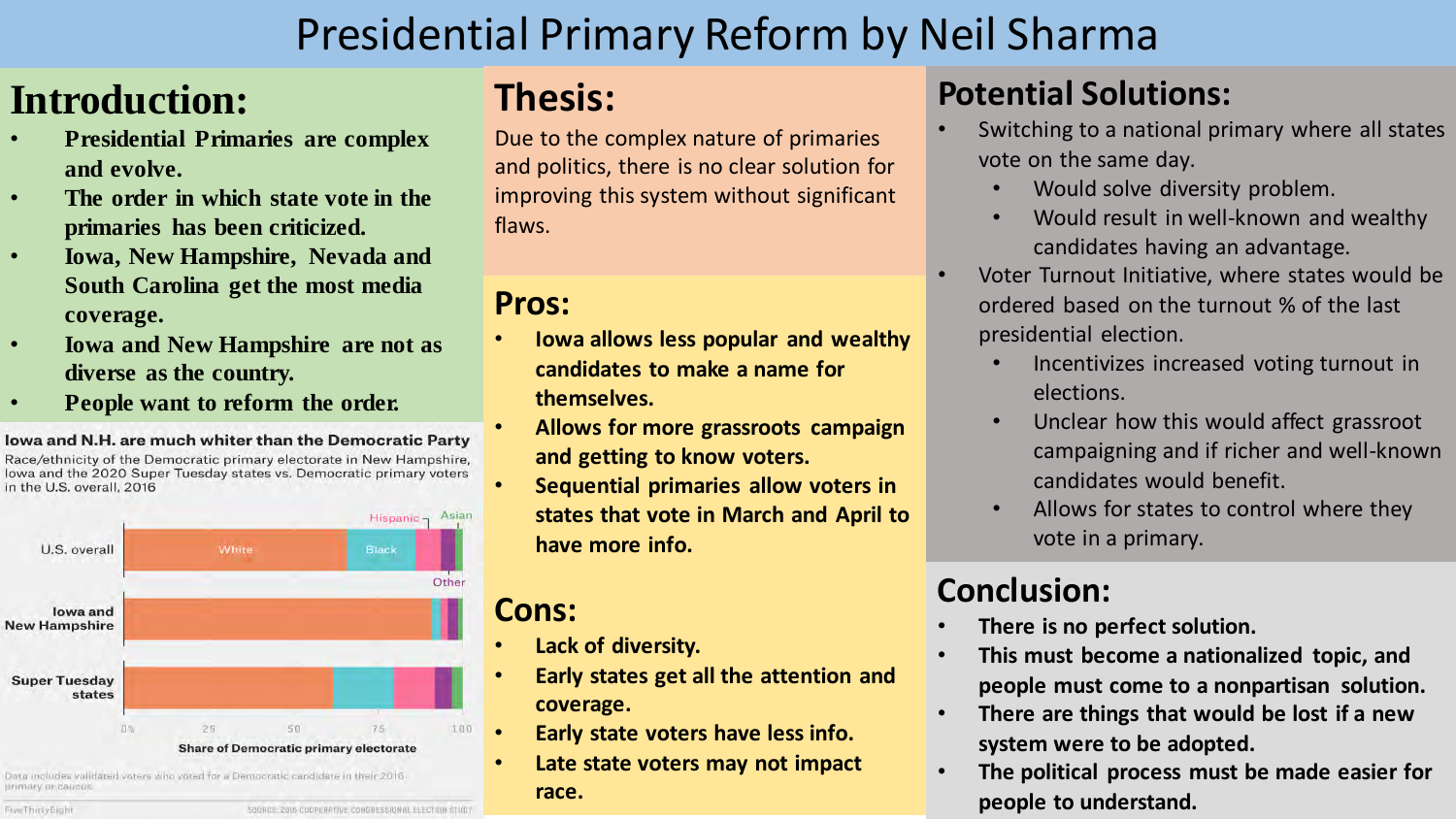# Presidential Primary Reform by Neil Sharma

## Introduction:

- **Presidential Primaries are complex and evolve.**
- **The order in which state vote in the primaries has been criticized.**
- **Iowa, New Hampshire, Nevada and South Carolina get the most media coverage.**
- **Iowa and New Hampshire are not as diverse as the country.**
- **People want to reform the order.**

**Iowa and N.H. are much whiter than the Democratic Party**

Race/ethnicity of the Democratic primary electorate in New Hampshire, Iowa and the 2020 Super Tuesday states vs. Democratic primary voters in the U.S. overall, 2016

U.S. overall

Iowa and New Hampshire

Super Tuesday states

White

Black

Hispanic

Asian

Other

0%

25

50

75

100

Share of Democratic primary electorate

Data includes validated voters who voted for a Democratic candidate in their 2016 primary or caucus.

FiveThirtyEight

SOURCE: 2016 COOPERATIVE CONGRESSIONAL ELECTION STUDY

## Thesis:

Due to the complex nature of primaries and politics, there is no clear solution for improving this system without significant flaws.

## Pros:

- **Iowa allows less popular and wealthy candidates to make a name for themselves.**
- **Allows for more grassroots campaign and getting to know voters.**
- **Sequential primaries allow voters in states that vote in March and April to have more info.**

## Cons:

- **Lack of diversity.**
- **Early states get all the attention and coverage.**
- **Early state voters have less info.**
- **Late state voters may not impact race.**

## Potential Solutions:

- Switching to a national primary where all states vote on the same day.
  - Would solve diversity problem.
  - Would result in well-known and wealthy candidates having an advantage.
- Voter Turnout Initiative, where states would be ordered based on the turnout % of the last presidential election.
  - Incentivizes increased voting turnout in elections.
  - Unclear how this would affect grassroot campaigning and if richer and well-known candidates would benefit.
  - Allows for states to control where they vote in a primary.

## Conclusion:

- **There is no perfect solution.**
- **This must become a nationalized topic, and people must come to a nonpartisan solution.**
- **There are things that would be lost if a new system were to be adopted.**
- **The political process must be made easier for people to understand.**